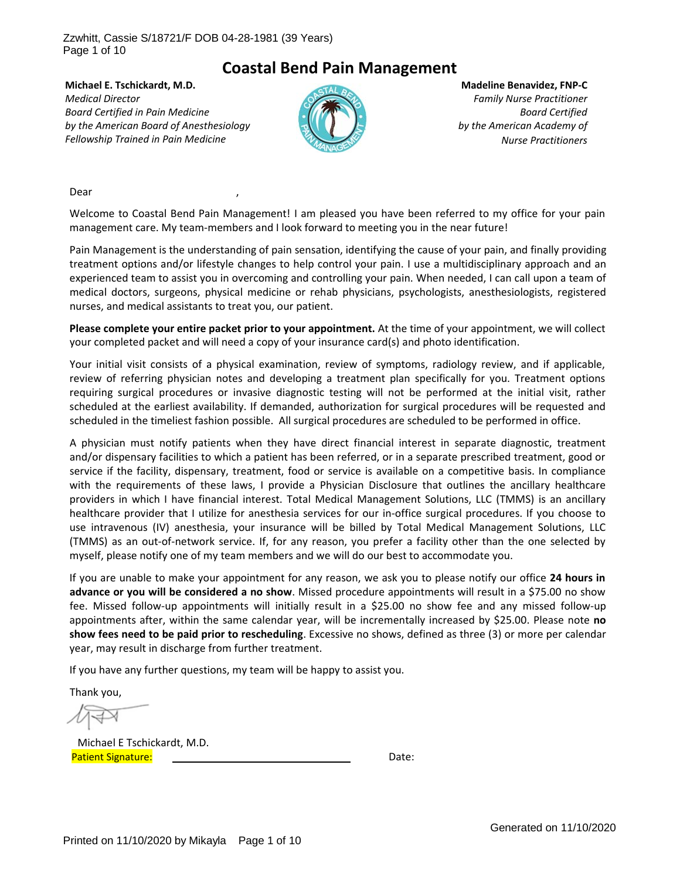# Coastal Bend Pain Management

**Michael E. Tschickardt, M.D.**
*Medical Director*
*Board Certified in Pain Medicine*
*by the American Board of Anesthesiology*
*Fellowship Trained in Pain Medicine*

**Madeline Benavidez, FNP-C**
*Family Nurse Practitioner*
*Board Certified*
*by the American Academy of*
*Nurse Practitioners*

Dear ,

Welcome to Coastal Bend Pain Management! I am pleased you have been referred to my office for your pain management care. My team-members and I look forward to meeting you in the near future!

Pain Management is the understanding of pain sensation, identifying the cause of your pain, and finally providing treatment options and/or lifestyle changes to help control your pain. I use a multidisciplinary approach and an experienced team to assist you in overcoming and controlling your pain. When needed, I can call upon a team of medical doctors, surgeons, physical medicine or rehab physicians, psychologists, anesthesiologists, registered nurses, and medical assistants to treat you, our patient.

**Please complete your entire packet prior to your appointment.** At the time of your appointment, we will collect your completed packet and will need a copy of your insurance card(s) and photo identification.

Your initial visit consists of a physical examination, review of symptoms, radiology review, and if applicable, review of referring physician notes and developing a treatment plan specifically for you. Treatment options requiring surgical procedures or invasive diagnostic testing will not be performed at the initial visit, rather scheduled at the earliest availability. If demanded, authorization for surgical procedures will be requested and scheduled in the timeliest fashion possible. All surgical procedures are scheduled to be performed in office.

A physician must notify patients when they have direct financial interest in separate diagnostic, treatment and/or dispensary facilities to which a patient has been referred, or in a separate prescribed treatment, good or service if the facility, dispensary, treatment, food or service is available on a competitive basis. In compliance with the requirements of these laws, I provide a Physician Disclosure that outlines the ancillary healthcare providers in which I have financial interest. Total Medical Management Solutions, LLC (TMMS) is an ancillary healthcare provider that I utilize for anesthesia services for our in-office surgical procedures. If you choose to use intravenous (IV) anesthesia, your insurance will be billed by Total Medical Management Solutions, LLC (TMMS) as an out-of-network service. If, for any reason, you prefer a facility other than the one selected by myself, please notify one of my team members and we will do our best to accommodate you.

If you are unable to make your appointment for any reason, we ask you to please notify our office **24 hours in advance or you will be considered a no show**. Missed procedure appointments will result in a $75.00 no show fee. Missed follow-up appointments will initially result in a $25.00 no show fee and any missed follow-up appointments after, within the same calendar year, will be incrementally increased by $25.00. Please note **no show fees need to be paid prior to rescheduling**. Excessive no shows, defined as three (3) or more per calendar year, may result in discharge from further treatment.

If you have any further questions, my team will be happy to assist you.

Thank you,

Michael E Tschickardt, M.D.

Patient Signature: ______________________________ Date: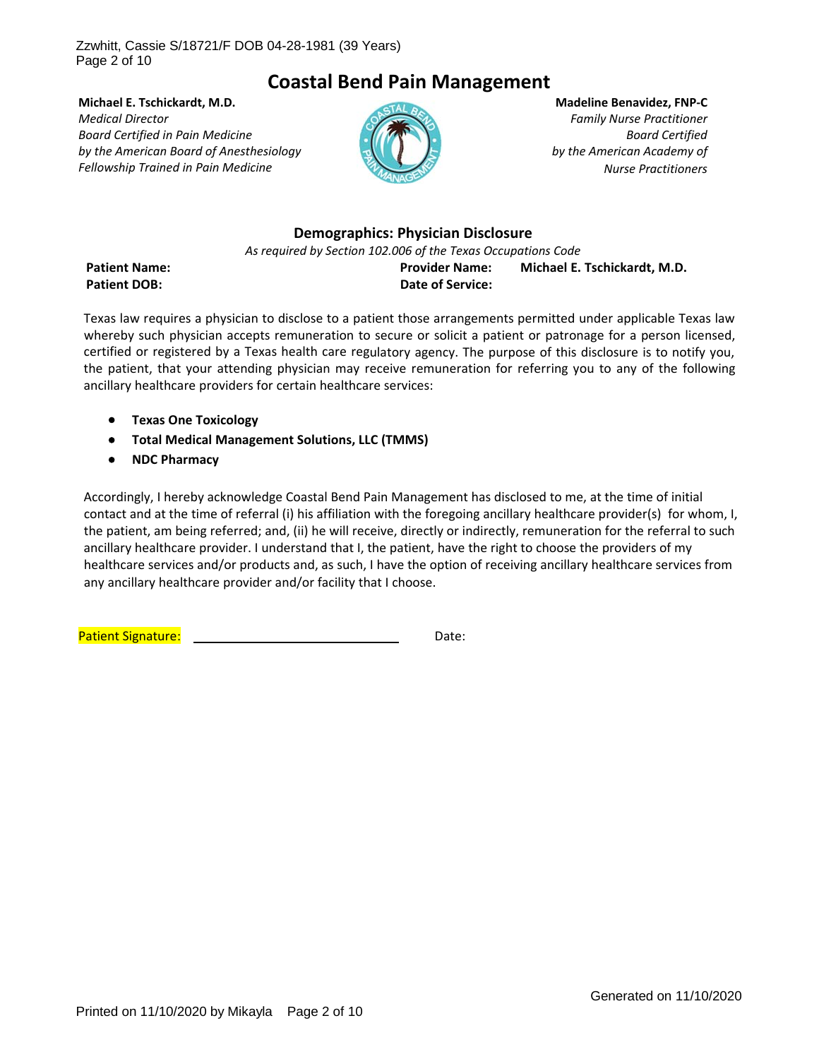# Coastal Bend Pain Management

**Michael E. Tschickardt, M.D.**
*Medical Director*
*Board Certified in Pain Medicine*
*by the American Board of Anesthesiology*
*Fellowship Trained in Pain Medicine*

**Madeline Benavidez, FNP-C**
*Family Nurse Practitioner*
*Board Certified*
*by the American Academy of*
*Nurse Practitioners*

## Demographics: Physician Disclosure

*As required by Section 102.006 of the Texas Occupations Code*

| **Patient Name:** | | **Provider Name:** | **Michael E. Tschickardt, M.D.** |
|---|---|---|---|
| **Patient DOB:** | | **Date of Service:** | |

Texas law requires a physician to disclose to a patient those arrangements permitted under applicable Texas law whereby such physician accepts remuneration to secure or solicit a patient or patronage for a person licensed, certified or registered by a Texas health care regulatory agency. The purpose of this disclosure is to notify you, the patient, that your attending physician may receive remuneration for referring you to any of the following ancillary healthcare providers for certain healthcare services:

- **Texas One Toxicology**
- **Total Medical Management Solutions, LLC (TMMS)**
- **NDC Pharmacy**

Accordingly, I hereby acknowledge Coastal Bend Pain Management has disclosed to me, at the time of initial contact and at the time of referral (i) his affiliation with the foregoing ancillary healthcare provider(s) for whom, I, the patient, am being referred; and, (ii) he will receive, directly or indirectly, remuneration for the referral to such ancillary healthcare provider. I understand that I, the patient, have the right to choose the providers of my healthcare services and/or products and, as such, I have the option of receiving ancillary healthcare services from any ancillary healthcare provider and/or facility that I choose.

Patient Signature: ______________________________ Date: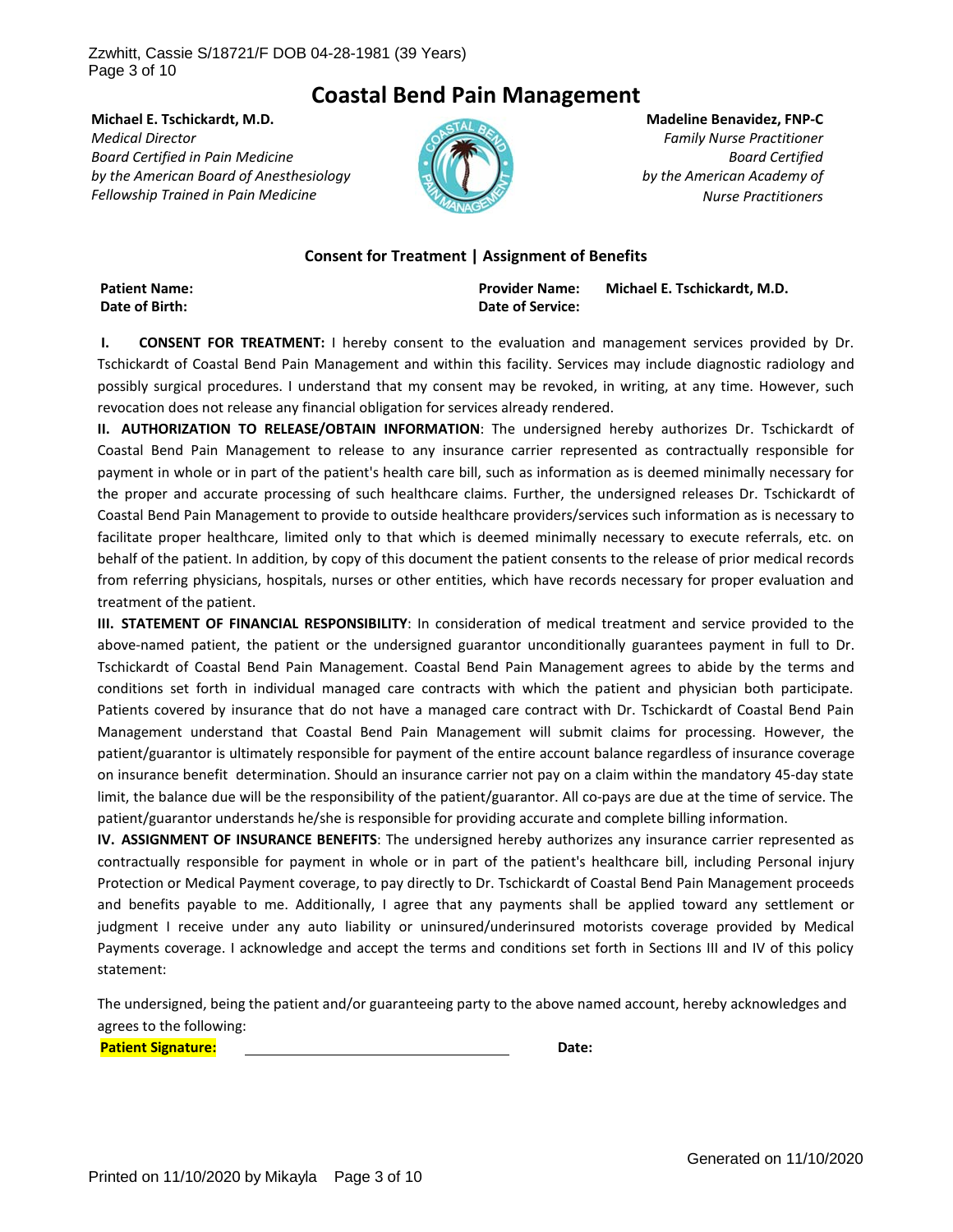# Coastal Bend Pain Management

**Michael E. Tschickardt, M.D.**
*Medical Director*
*Board Certified in Pain Medicine*
*by the American Board of Anesthesiology*
*Fellowship Trained in Pain Medicine*

**Madeline Benavidez, FNP-C**
*Family Nurse Practitioner*
*Board Certified*
*by the American Academy of*
*Nurse Practitioners*

## Consent for Treatment | Assignment of Benefits

**Patient Name:**
**Date of Birth:**

**Provider Name:** **Michael E. Tschickardt, M.D.**
**Date of Service:**

**I. CONSENT FOR TREATMENT:** I hereby consent to the evaluation and management services provided by Dr. Tschickardt of Coastal Bend Pain Management and within this facility. Services may include diagnostic radiology and possibly surgical procedures. I understand that my consent may be revoked, in writing, at any time. However, such revocation does not release any financial obligation for services already rendered.

**II. AUTHORIZATION TO RELEASE/OBTAIN INFORMATION**: The undersigned hereby authorizes Dr. Tschickardt of Coastal Bend Pain Management to release to any insurance carrier represented as contractually responsible for payment in whole or in part of the patient's health care bill, such as information as is deemed minimally necessary for the proper and accurate processing of such healthcare claims. Further, the undersigned releases Dr. Tschickardt of Coastal Bend Pain Management to provide to outside healthcare providers/services such information as is necessary to facilitate proper healthcare, limited only to that which is deemed minimally necessary to execute referrals, etc. on behalf of the patient. In addition, by copy of this document the patient consents to the release of prior medical records from referring physicians, hospitals, nurses or other entities, which have records necessary for proper evaluation and treatment of the patient.

**III. STATEMENT OF FINANCIAL RESPONSIBILITY**: In consideration of medical treatment and service provided to the above-named patient, the patient or the undersigned guarantor unconditionally guarantees payment in full to Dr. Tschickardt of Coastal Bend Pain Management. Coastal Bend Pain Management agrees to abide by the terms and conditions set forth in individual managed care contracts with which the patient and physician both participate. Patients covered by insurance that do not have a managed care contract with Dr. Tschickardt of Coastal Bend Pain Management understand that Coastal Bend Pain Management will submit claims for processing. However, the patient/guarantor is ultimately responsible for payment of the entire account balance regardless of insurance coverage on insurance benefit determination. Should an insurance carrier not pay on a claim within the mandatory 45-day state limit, the balance due will be the responsibility of the patient/guarantor. All co-pays are due at the time of service. The patient/guarantor understands he/she is responsible for providing accurate and complete billing information.

**IV. ASSIGNMENT OF INSURANCE BENEFITS**: The undersigned hereby authorizes any insurance carrier represented as contractually responsible for payment in whole or in part of the patient's healthcare bill, including Personal injury Protection or Medical Payment coverage, to pay directly to Dr. Tschickardt of Coastal Bend Pain Management proceeds and benefits payable to me. Additionally, I agree that any payments shall be applied toward any settlement or judgment I receive under any auto liability or uninsured/underinsured motorists coverage provided by Medical Payments coverage. I acknowledge and accept the terms and conditions set forth in Sections III and IV of this policy statement:

The undersigned, being the patient and/or guaranteeing party to the above named account, hereby acknowledges and agrees to the following:

**Patient Signature:** ______________________________ **Date:**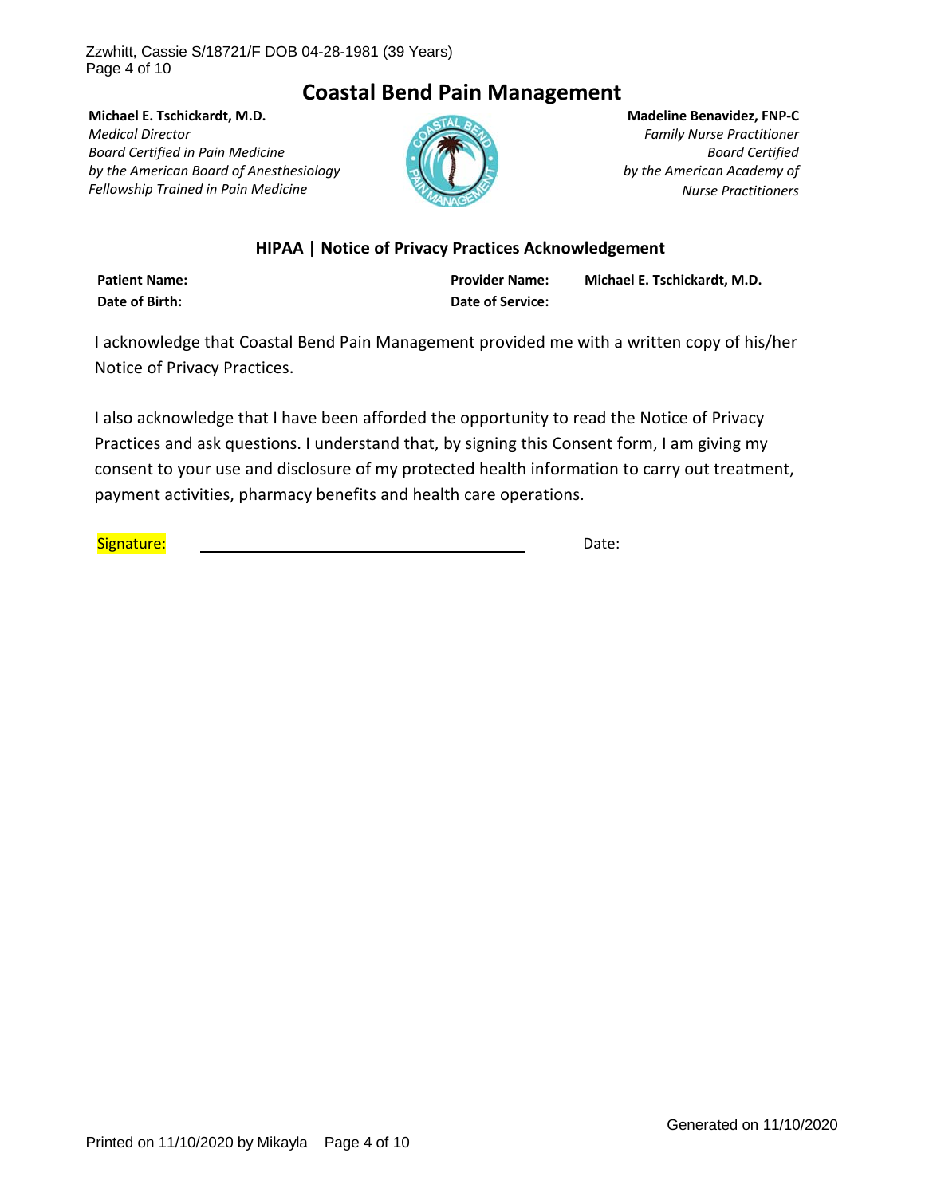# Coastal Bend Pain Management

**Michael E. Tschickardt, M.D.**
*Medical Director*
*Board Certified in Pain Medicine*
*by the American Board of Anesthesiology*
*Fellowship Trained in Pain Medicine*

**Madeline Benavidez, FNP-C**
*Family Nurse Practitioner*
*Board Certified*
*by the American Academy of*
*Nurse Practitioners*

## HIPAA | Notice of Privacy Practices Acknowledgement

| **Patient Name:** | | **Provider Name:** | **Michael E. Tschickardt, M.D.** |
|---|---|---|---|
| **Date of Birth:** | | **Date of Service:** | |

I acknowledge that Coastal Bend Pain Management provided me with a written copy of his/her Notice of Privacy Practices.

I also acknowledge that I have been afforded the opportunity to read the Notice of Privacy Practices and ask questions. I understand that, by signing this Consent form, I am giving my consent to your use and disclosure of my protected health information to carry out treatment, payment activities, pharmacy benefits and health care operations.

Signature: ________________________________ Date:

Generated on 11/10/2020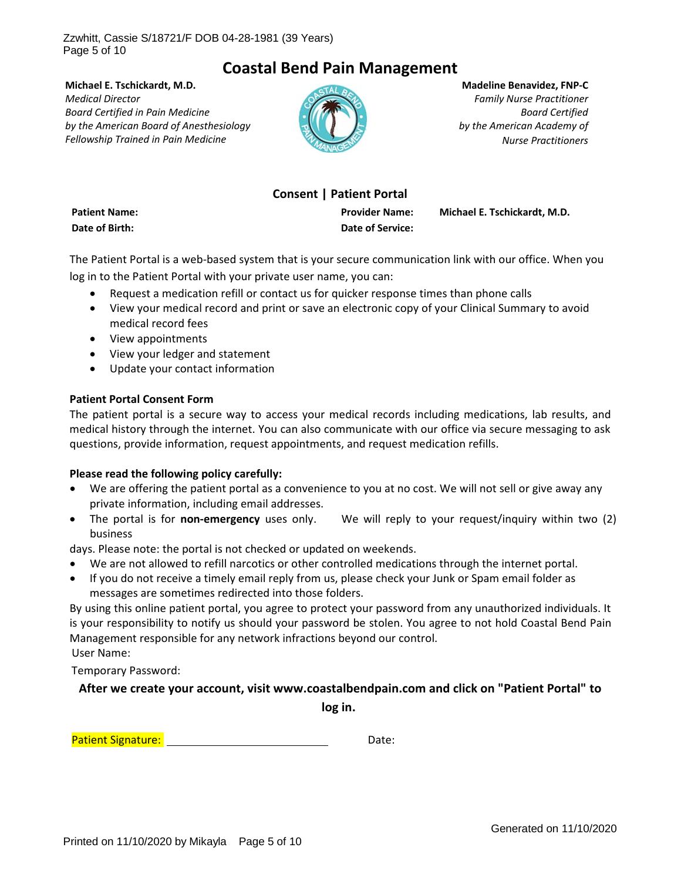# Coastal Bend Pain Management

**Michael E. Tschickardt, M.D.**
*Medical Director*
*Board Certified in Pain Medicine*
*by the American Board of Anesthesiology*
*Fellowship Trained in Pain Medicine*

**Madeline Benavidez, FNP-C**
*Family Nurse Practitioner*
*Board Certified*
*by the American Academy of*
*Nurse Practitioners*

## Consent | Patient Portal

**Patient Name:**
**Date of Birth:**
**Provider Name:** **Michael E. Tschickardt, M.D.**
**Date of Service:**

The Patient Portal is a web-based system that is your secure communication link with our office. When you log in to the Patient Portal with your private user name, you can:

- Request a medication refill or contact us for quicker response times than phone calls
- View your medical record and print or save an electronic copy of your Clinical Summary to avoid medical record fees
- View appointments
- View your ledger and statement
- Update your contact information

**Patient Portal Consent Form**

The patient portal is a secure way to access your medical records including medications, lab results, and medical history through the internet. You can also communicate with our office via secure messaging to ask questions, provide information, request appointments, and request medication refills.

**Please read the following policy carefully:**

- We are offering the patient portal as a convenience to you at no cost. We will not sell or give away any private information, including email addresses.
- The portal is for **non-emergency** uses only. We will reply to your request/inquiry within two (2) business

days. Please note: the portal is not checked or updated on weekends.

- We are not allowed to refill narcotics or other controlled medications through the internet portal.
- If you do not receive a timely email reply from us, please check your Junk or Spam email folder as messages are sometimes redirected into those folders.

By using this online patient portal, you agree to protect your password from any unauthorized individuals. It is your responsibility to notify us should your password be stolen. You agree to not hold Coastal Bend Pain Management responsible for any network infractions beyond our control.

User Name:

Temporary Password:

**After we create your account, visit www.coastalbendpain.com and click on "Patient Portal" to log in.**

Patient Signature: ______________________ Date: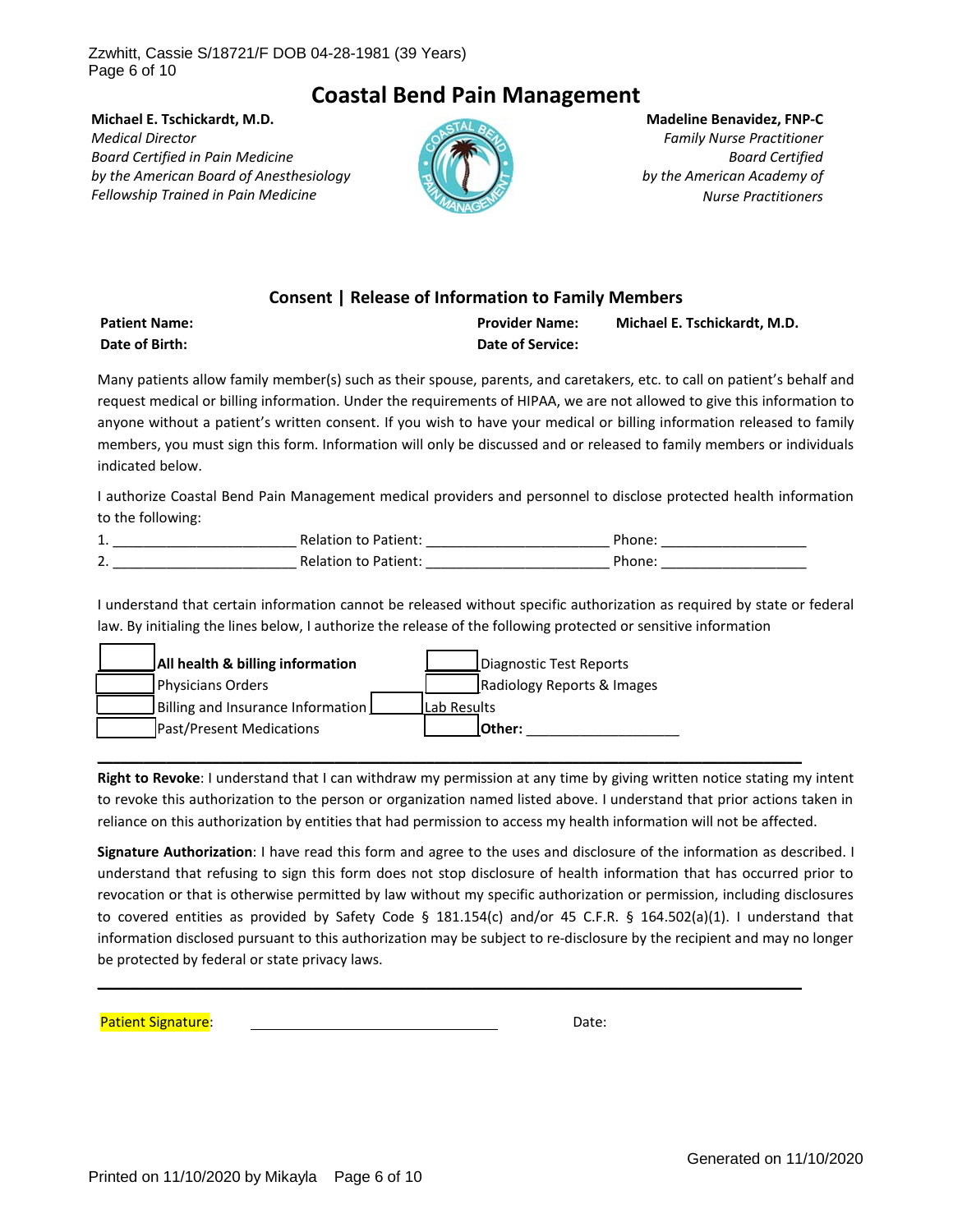# Coastal Bend Pain Management

**Michael E. Tschickardt, M.D.**
*Medical Director*
*Board Certified in Pain Medicine*
*by the American Board of Anesthesiology*
*Fellowship Trained in Pain Medicine*

**Madeline Benavidez, FNP-C**
*Family Nurse Practitioner*
*Board Certified*
*by the American Academy of*
*Nurse Practitioners*

## Consent | Release of Information to Family Members

| | | | |
|---|---|---|---|
| **Patient Name:** | | **Provider Name:** | **Michael E. Tschickardt, M.D.** |
| **Date of Birth:** | | **Date of Service:** | |

Many patients allow family member(s) such as their spouse, parents, and caretakers, etc. to call on patient's behalf and request medical or billing information. Under the requirements of HIPAA, we are not allowed to give this information to anyone without a patient's written consent. If you wish to have your medical or billing information released to family members, you must sign this form. Information will only be discussed and or released to family members or individuals indicated below.

I authorize Coastal Bend Pain Management medical providers and personnel to disclose protected health information to the following:

1. _______________________ Relation to Patient: _______________________ Phone: ___________________
2. _______________________ Relation to Patient: _______________________ Phone: ___________________

I understand that certain information cannot be released without specific authorization as required by state or federal law. By initialing the lines below, I authorize the release of the following protected or sensitive information

| | | | |
|---|---|---|---|
| | **All health & billing information** | | Diagnostic Test Reports |
| | Physicians Orders | | Radiology Reports & Images |
| | Billing and Insurance Information | | Lab Results |
| | Past/Present Medications | | **Other:** ____________________ |

**Right to Revoke**: I understand that I can withdraw my permission at any time by giving written notice stating my intent to revoke this authorization to the person or organization named listed above. I understand that prior actions taken in reliance on this authorization by entities that had permission to access my health information will not be affected.

**Signature Authorization**: I have read this form and agree to the uses and disclosure of the information as described. I understand that refusing to sign this form does not stop disclosure of health information that has occurred prior to revocation or that is otherwise permitted by law without my specific authorization or permission, including disclosures to covered entities as provided by Safety Code § 181.154(c) and/or 45 C.F.R. § 164.502(a)(1). I understand that information disclosed pursuant to this authorization may be subject to re-disclosure by the recipient and may no longer be protected by federal or state privacy laws.

Patient Signature: ________________________________ Date: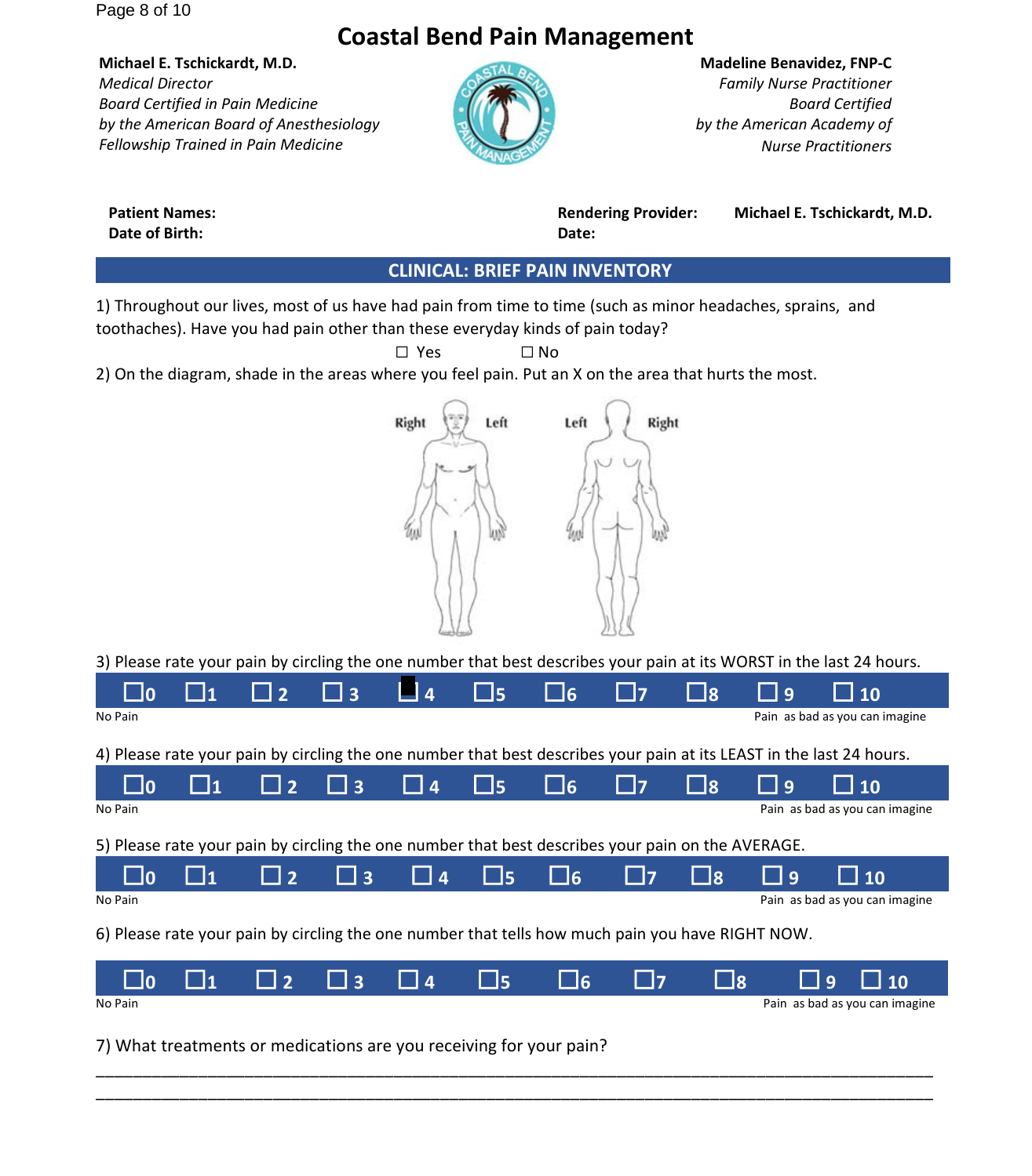# Coastal Bend Pain Management

**Michael E. Tschickardt, M.D.**
*Medical Director*
*Board Certified in Pain Medicine*
*by the American Board of Anesthesiology*
*Fellowship Trained in Pain Medicine*

**Madeline Benavidez, FNP-C**
*Family Nurse Practitioner*
*Board Certified*
*by the American Academy of*
*Nurse Practitioners*

**Patient Names:**
**Date of Birth:**

**Rendering Provider:** **Michael E. Tschickardt, M.D.**
**Date:**

## CLINICAL: BRIEF PAIN INVENTORY

1) Throughout our lives, most of us have had pain from time to time (such as minor headaches, sprains, and toothaches). Have you had pain other than these everyday kinds of pain today?

☐ Yes ☐ No

2) On the diagram, shade in the areas where you feel pain. Put an X on the area that hurts the most.

Right Left Left Right

3) Please rate your pain by circling the one number that best describes your pain at its WORST in the last 24 hours.

☐0 ☐1 ☐2 ☐3 ■4 ☐5 ☐6 ☐7 ☐8 ☐9 ☐10

No Pain — Pain as bad as you can imagine

4) Please rate your pain by circling the one number that best describes your pain at its LEAST in the last 24 hours.

☐0 ☐1 ☐2 ☐3 ☐4 ☐5 ☐6 ☐7 ☐8 ☐9 ☐10

No Pain — Pain as bad as you can imagine

5) Please rate your pain by circling the one number that best describes your pain on the AVERAGE.

☐0 ☐1 ☐2 ☐3 ☐4 ☐5 ☐6 ☐7 ☐8 ☐9 ☐10

No Pain — Pain as bad as you can imagine

6) Please rate your pain by circling the one number that tells how much pain you have RIGHT NOW.

☐0 ☐1 ☐2 ☐3 ☐4 ☐5 ☐6 ☐7 ☐8 ☐9 ☐10

No Pain — Pain as bad as you can imagine

7) What treatments or medications are you receiving for your pain?

______________________________________________________________________________

______________________________________________________________________________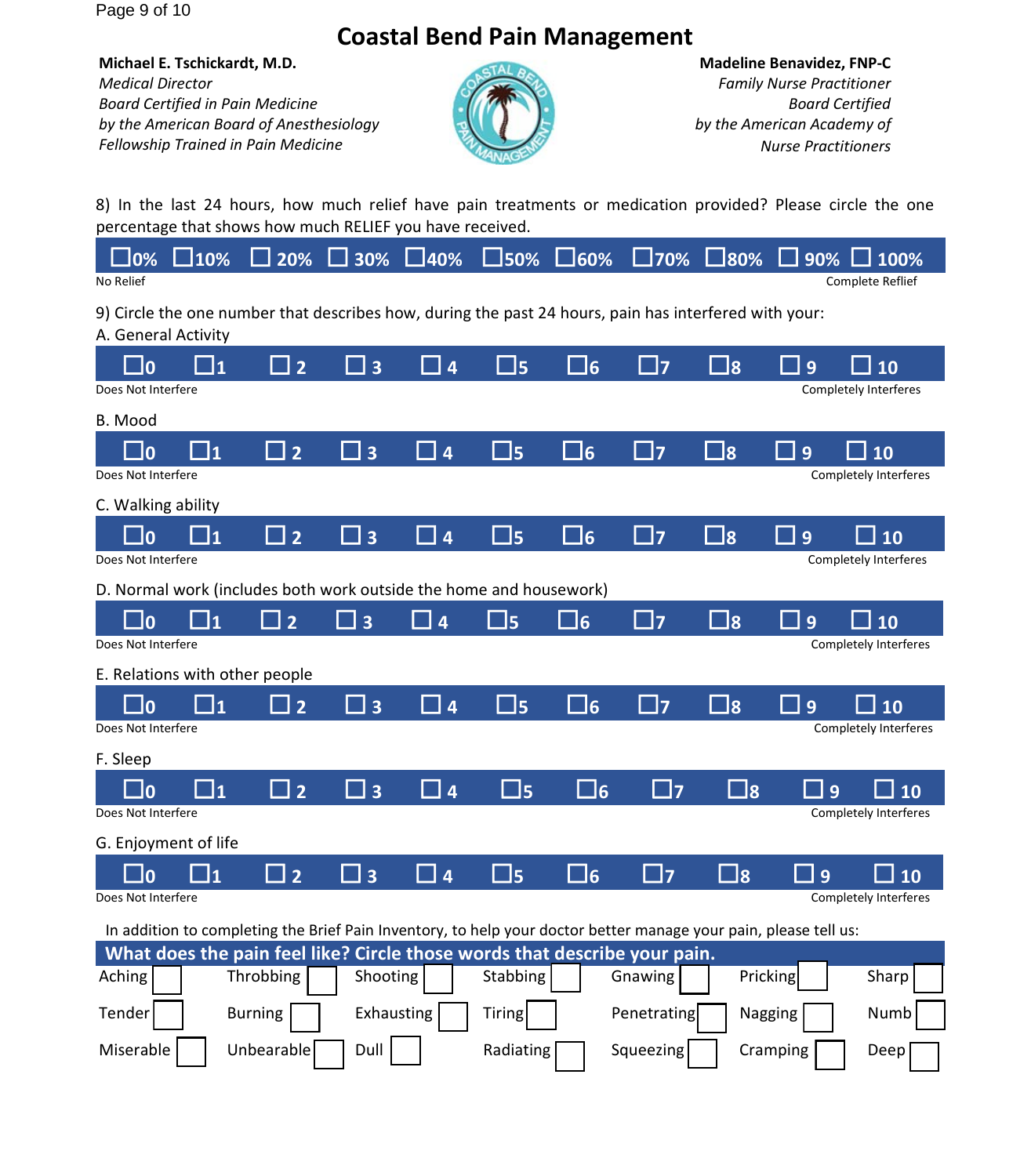# Coastal Bend Pain Management

**Michael E. Tschickardt, M.D.**
*Medical Director*
*Board Certified in Pain Medicine*
*by the American Board of Anesthesiology*
*Fellowship Trained in Pain Medicine*

**Madeline Benavidez, FNP-C**
*Family Nurse Practitioner*
*Board Certified*
*by the American Academy of*
*Nurse Practitioners*

8) In the last 24 hours, how much relief have pain treatments or medication provided? Please circle the one percentage that shows how much RELIEF you have received.

| ☐0% | ☐10% | ☐ 20% | ☐ 30% | ☐40% | ☐50% | ☐60% | ☐70% | ☐80% | ☐ 90% | ☐ 100% |
|---|---|---|---|---|---|---|---|---|---|---|

No Relief — Complete Reflief

9) Circle the one number that describes how, during the past 24 hours, pain has interfered with your:

A. General Activity

| ☐0 | ☐1 | ☐ 2 | ☐ 3 | ☐ 4 | ☐5 | ☐6 | ☐7 | ☐8 | ☐ 9 | ☐ 10 |
|---|---|---|---|---|---|---|---|---|---|---|

Does Not Interfere — Completely Interferes

B. Mood

| ☐0 | ☐1 | ☐ 2 | ☐ 3 | ☐ 4 | ☐5 | ☐6 | ☐7 | ☐8 | ☐ 9 | ☐ 10 |
|---|---|---|---|---|---|---|---|---|---|---|

Does Not Interfere — Completely Interferes

C. Walking ability

| ☐0 | ☐1 | ☐ 2 | ☐ 3 | ☐ 4 | ☐5 | ☐6 | ☐7 | ☐8 | ☐ 9 | ☐ 10 |
|---|---|---|---|---|---|---|---|---|---|---|

Does Not Interfere — Completely Interferes

D. Normal work (includes both work outside the home and housework)

| ☐0 | ☐1 | ☐ 2 | ☐ 3 | ☐ 4 | ☐5 | ☐6 | ☐7 | ☐8 | ☐ 9 | ☐ 10 |
|---|---|---|---|---|---|---|---|---|---|---|

Does Not Interfere — Completely Interferes

E. Relations with other people

| ☐0 | ☐1 | ☐ 2 | ☐ 3 | ☐ 4 | ☐5 | ☐6 | ☐7 | ☐8 | ☐ 9 | ☐ 10 |
|---|---|---|---|---|---|---|---|---|---|---|

Does Not Interfere — Completely Interferes

F. Sleep

| ☐0 | ☐1 | ☐ 2 | ☐ 3 | ☐ 4 | ☐5 | ☐6 | ☐7 | ☐8 | ☐ 9 | ☐ 10 |
|---|---|---|---|---|---|---|---|---|---|---|

Does Not Interfere — Completely Interferes

G. Enjoyment of life

| ☐0 | ☐1 | ☐ 2 | ☐ 3 | ☐ 4 | ☐5 | ☐6 | ☐7 | ☐8 | ☐ 9 | ☐ 10 |
|---|---|---|---|---|---|---|---|---|---|---|

Does Not Interfere — Completely Interferes

In addition to completing the Brief Pain Inventory, to help your doctor better manage your pain, please tell us:

**What does the pain feel like? Circle those words that describe your pain.**

| | | | | | | |
|---|---|---|---|---|---|---|
| Aching ☐ | Throbbing ☐ | Shooting ☐ | Stabbing ☐ | Gnawing ☐ | Pricking ☐ | Sharp ☐ |
| Tender ☐ | Burning ☐ | Exhausting ☐ | Tiring ☐ | Penetrating ☐ | Nagging ☐ | Numb ☐ |
| Miserable ☐ | Unbearable ☐ | Dull ☐ | Radiating ☐ | Squeezing ☐ | Cramping ☐ | Deep ☐ |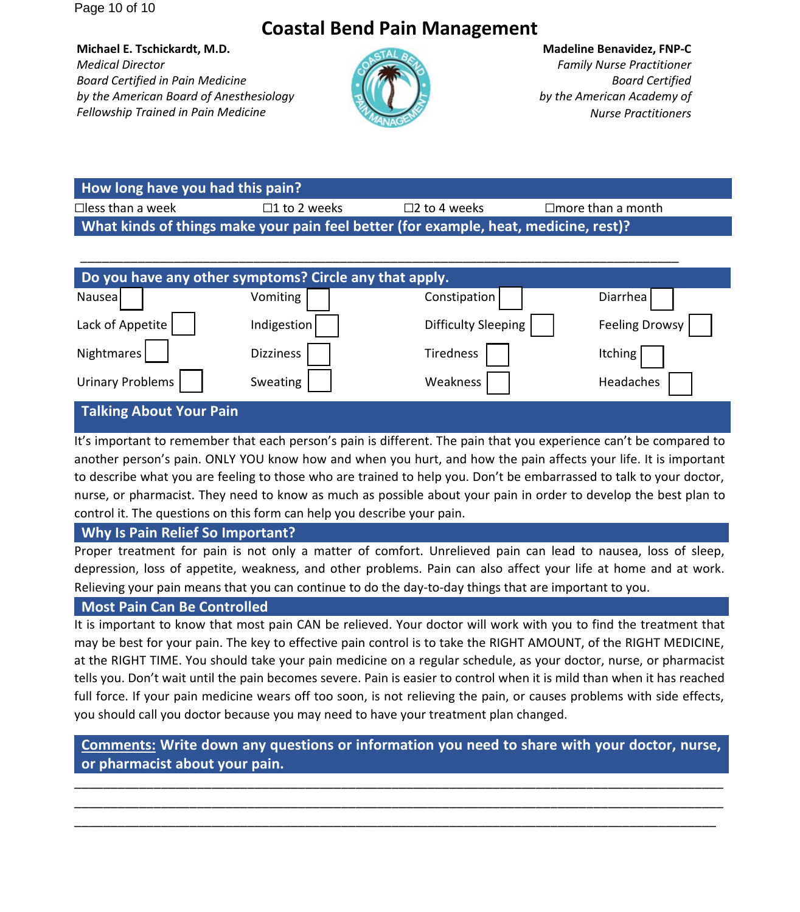# Coastal Bend Pain Management

**Michael E. Tschickardt, M.D.**
*Medical Director*
*Board Certified in Pain Medicine*
*by the American Board of Anesthesiology*
*Fellowship Trained in Pain Medicine*

**Madeline Benavidez, FNP-C**
*Family Nurse Practitioner*
*Board Certified*
*by the American Academy of*
*Nurse Practitioners*

## How long have you had this pain?

☐less than a week ☐1 to 2 weeks ☐2 to 4 weeks ☐more than a month

## What kinds of things make your pain feel better (for example, heat, medicine, rest)?

______________________________________________________________________________

## Do you have any other symptoms? Circle any that apply.

| | | | |
|---|---|---|---|
| Nausea ☐ | Vomiting ☐ | Constipation ☐ | Diarrhea ☐ |
| Lack of Appetite ☐ | Indigestion ☐ | Difficulty Sleeping ☐ | Feeling Drowsy ☐ |
| Nightmares ☐ | Dizziness ☐ | Tiredness ☐ | Itching ☐ |
| Urinary Problems ☐ | Sweating ☐ | Weakness ☐ | Headaches ☐ |

## Talking About Your Pain

It's important to remember that each person's pain is different. The pain that you experience can't be compared to another person's pain. ONLY YOU know how and when you hurt, and how the pain affects your life. It is important to describe what you are feeling to those who are trained to help you. Don't be embarrassed to talk to your doctor, nurse, or pharmacist. They need to know as much as possible about your pain in order to develop the best plan to control it. The questions on this form can help you describe your pain.

## Why Is Pain Relief So Important?

Proper treatment for pain is not only a matter of comfort. Unrelieved pain can lead to nausea, loss of sleep, depression, loss of appetite, weakness, and other problems. Pain can also affect your life at home and at work. Relieving your pain means that you can continue to do the day-to-day things that are important to you.

## Most Pain Can Be Controlled

It is important to know that most pain CAN be relieved. Your doctor will work with you to find the treatment that may be best for your pain. The key to effective pain control is to take the RIGHT AMOUNT, of the RIGHT MEDICINE, at the RIGHT TIME. You should take your pain medicine on a regular schedule, as your doctor, nurse, or pharmacist tells you. Don't wait until the pain becomes severe. Pain is easier to control when it is mild than when it has reached full force. If your pain medicine wears off too soon, is not relieving the pain, or causes problems with side effects, you should call you doctor because you may need to have your treatment plan changed.

## Comments: Write down any questions or information you need to share with your doctor, nurse, or pharmacist about your pain.

______________________________________________________________________________

______________________________________________________________________________

______________________________________________________________________________